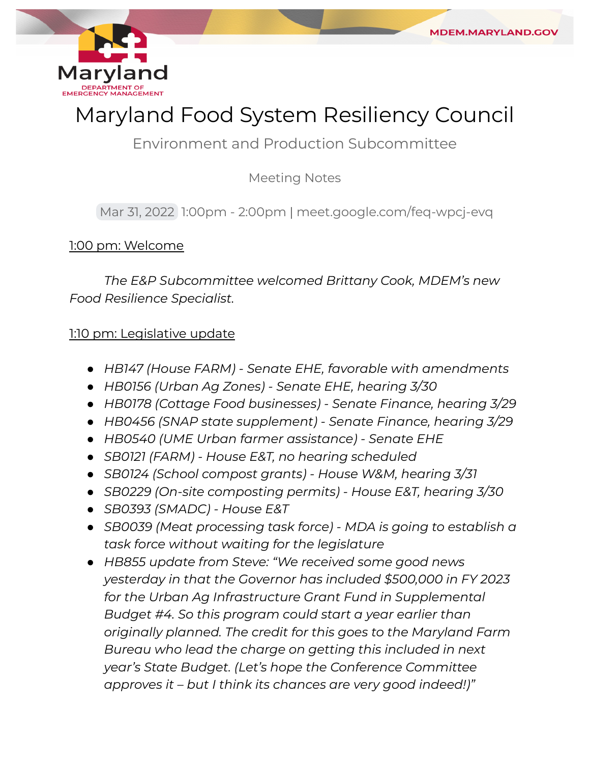Maryland DEPARTMENT OF EMERGENCY MANAGEMENT

MDEM.MARYLAND.GOV

# Maryland Food System Resiliency Council

## Environment and Production Subcommittee

Meeting Notes

Mar 31, 2022 1:00pm - 2:00pm | meet.google.com/feq-wpcj-evq

1:00 pm: Welcome

*The E&P Subcommittee welcomed Brittany Cook, MDEM's new Food Resilience Specialist.*

1:10 pm: Legislative update

- *HB147 (House FARM) - Senate EHE, favorable with amendments*
- *HB0156 (Urban Ag Zones) - Senate EHE, hearing 3/30*
- *HB0178 (Cottage Food businesses) - Senate Finance, hearing 3/29*
- *HB0456 (SNAP state supplement) - Senate Finance, hearing 3/29*
- *HB0540 (UME Urban farmer assistance) - Senate EHE*
- *SB0121 (FARM) - House E&T, no hearing scheduled*
- *SB0124 (School compost grants) - House W&M, hearing 3/31*
- *SB0229 (On-site composting permits) - House E&T, hearing 3/30*
- *SB0393 (SMADC) - House E&T*
- *SB0039 (Meat processing task force) - MDA is going to establish a task force without waiting for the legislature*
- *HB855 update from Steve: "We received some good news yesterday in that the Governor has included $500,000 in FY 2023 for the Urban Ag Infrastructure Grant Fund in Supplemental Budget #4. So this program could start a year earlier than originally planned. The credit for this goes to the Maryland Farm Bureau who lead the charge on getting this included in next year's State Budget. (Let's hope the Conference Committee approves it – but I think its chances are very good indeed!)"*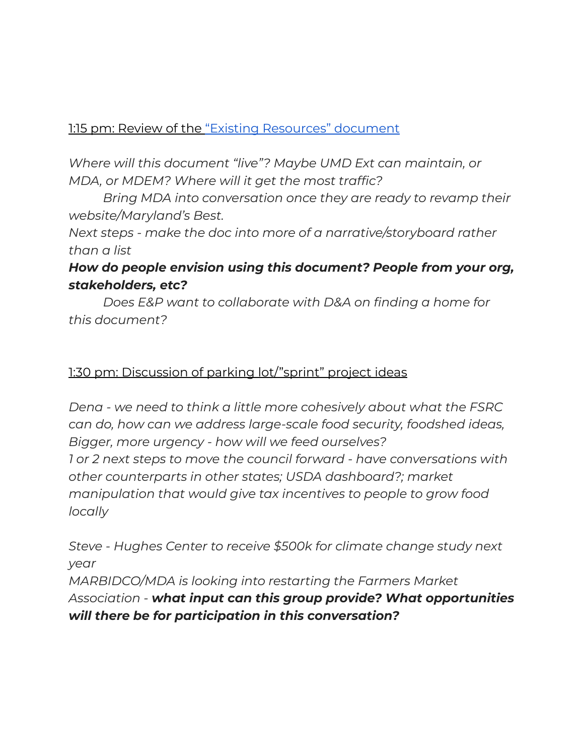<u>1:15 pm: Review of the [“Existing Resources” document]()</u>

*Where will this document “live”? Maybe UMD Ext can maintain, or MDA, or MDEM? Where will it get the most traffic?*

*Bring MDA into conversation once they are ready to revamp their website/Maryland’s Best.*

*Next steps - make the doc into more of a narrative/storyboard rather than a list*

***How do people envision using this document? People from your org, stakeholders, etc?***

*Does E&P want to collaborate with D&A on finding a home for this document?*

<u>1:30 pm: Discussion of parking lot/”sprint” project ideas</u>

*Dena - we need to think a little more cohesively about what the FSRC can do, how can we address large-scale food security, foodshed ideas, Bigger, more urgency - how will we feed ourselves?*

*1 or 2 next steps to move the council forward - have conversations with other counterparts in other states; USDA dashboard?; market manipulation that would give tax incentives to people to grow food locally*

*Steve - Hughes Center to receive $500k for climate change study next year*

*MARBIDCO/MDA is looking into restarting the Farmers Market Association -* ***what input can this group provide? What opportunities will there be for participation in this conversation?***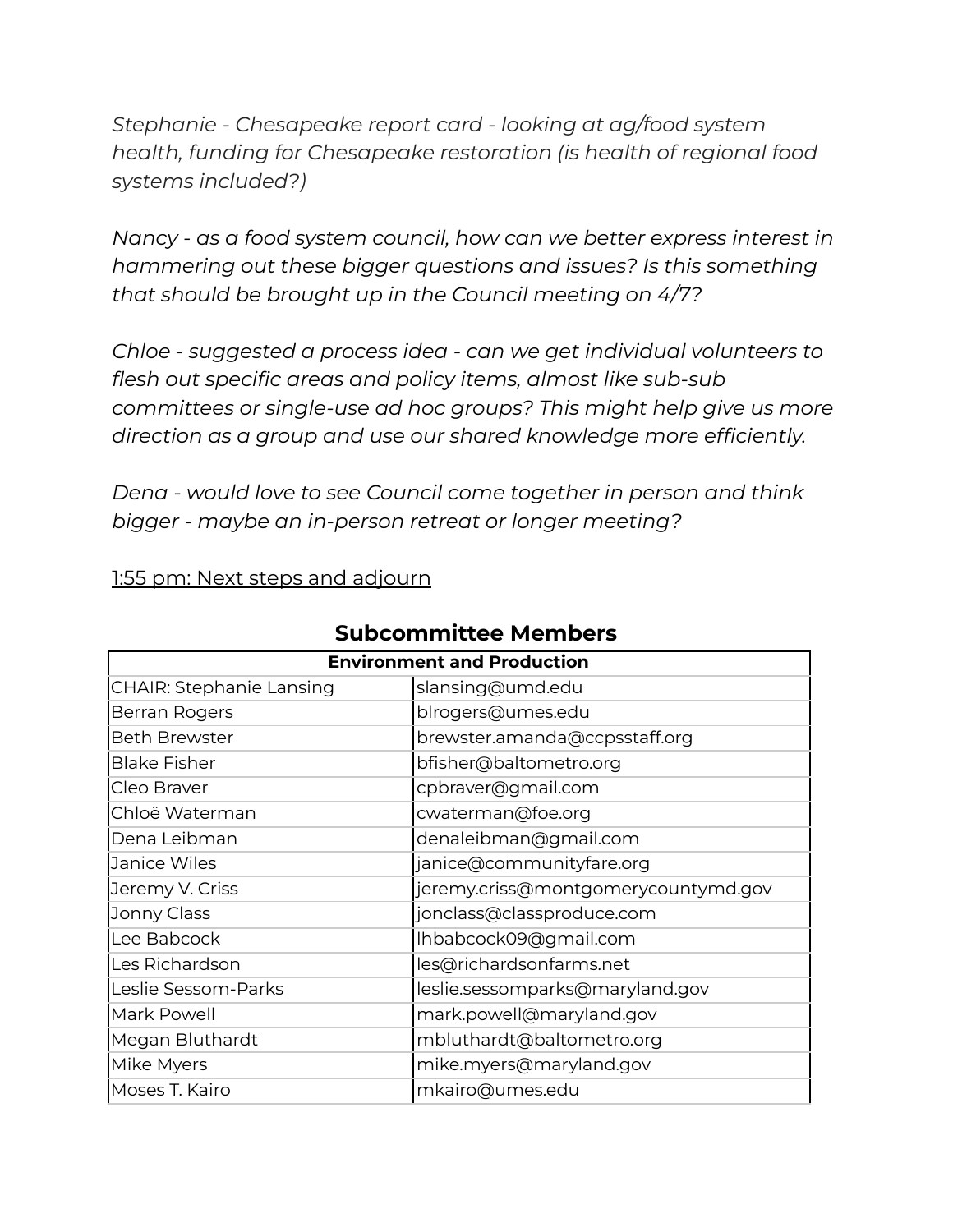*Stephanie - Chesapeake report card - looking at ag/food system health, funding for Chesapeake restoration (is health of regional food systems included?)*

*Nancy - as a food system council, how can we better express interest in hammering out these bigger questions and issues? Is this something that should be brought up in the Council meeting on 4/7?*

*Chloe - suggested a process idea - can we get individual volunteers to flesh out specific areas and policy items, almost like sub-sub committees or single-use ad hoc groups? This might help give us more direction as a group and use our shared knowledge more efficiently.*

*Dena - would love to see Council come together in person and think bigger - maybe an in-person retreat or longer meeting?*

<u>1:55 pm: Next steps and adjourn</u>

## Subcommittee Members

| **Environment and Production** | |
|---|---|
| CHAIR: Stephanie Lansing | slansing@umd.edu |
| Berran Rogers | blrogers@umes.edu |
| Beth Brewster | brewster.amanda@ccpsstaff.org |
| Blake Fisher | bfisher@baltometro.org |
| Cleo Braver | cpbraver@gmail.com |
| Chloë Waterman | cwaterman@foe.org |
| Dena Leibman | denaleibman@gmail.com |
| Janice Wiles | janice@communityfare.org |
| Jeremy V. Criss | jeremy.criss@montgomerycountymd.gov |
| Jonny Class | jonclass@classproduce.com |
| Lee Babcock | lhbabcock09@gmail.com |
| Les Richardson | les@richardsonfarms.net |
| Leslie Sessom-Parks | leslie.sessomparks@maryland.gov |
| Mark Powell | mark.powell@maryland.gov |
| Megan Bluthardt | mbluthardt@baltometro.org |
| Mike Myers | mike.myers@maryland.gov |
| Moses T. Kairo | mkairo@umes.edu |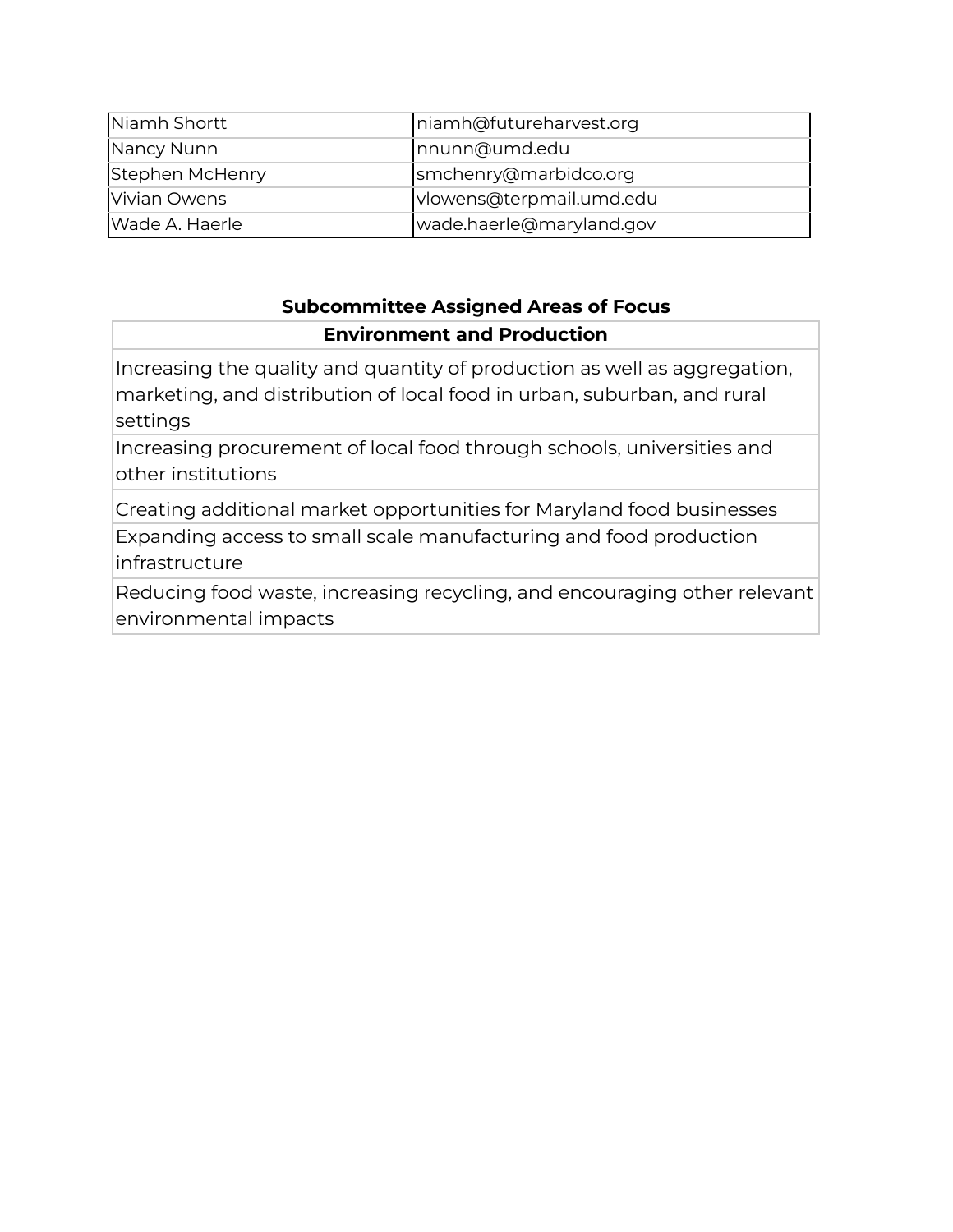| | |
|---|---|
| Niamh Shortt | niamh@futureharvest.org |
| Nancy Nunn | nnunn@umd.edu |
| Stephen McHenry | smchenry@marbidco.org |
| Vivian Owens | vlowens@terpmail.umd.edu |
| Wade A. Haerle | wade.haerle@maryland.gov |

**Subcommittee Assigned Areas of Focus**

| Environment and Production |
|---|
| Increasing the quality and quantity of production as well as aggregation, marketing, and distribution of local food in urban, suburban, and rural settings |
| Increasing procurement of local food through schools, universities and other institutions |
| Creating additional market opportunities for Maryland food businesses |
| Expanding access to small scale manufacturing and food production infrastructure |
| Reducing food waste, increasing recycling, and encouraging other relevant environmental impacts |